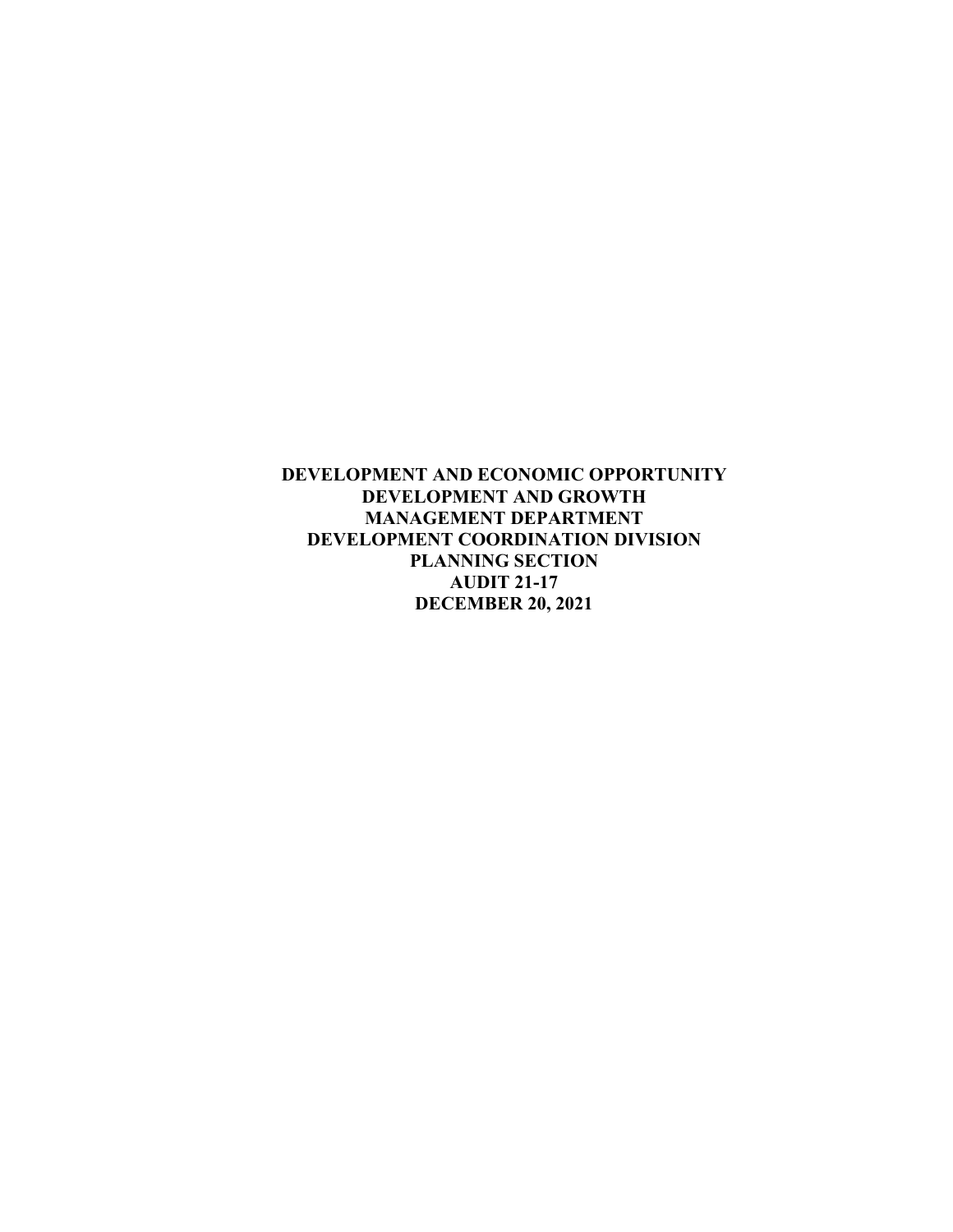**DEVELOPMENT AND ECONOMIC OPPORTUNITY**
**DEVELOPMENT AND GROWTH**
**MANAGEMENT DEPARTMENT**
**DEVELOPMENT COORDINATION DIVISION**
**PLANNING SECTION**
**AUDIT 21-17**
**DECEMBER 20, 2021**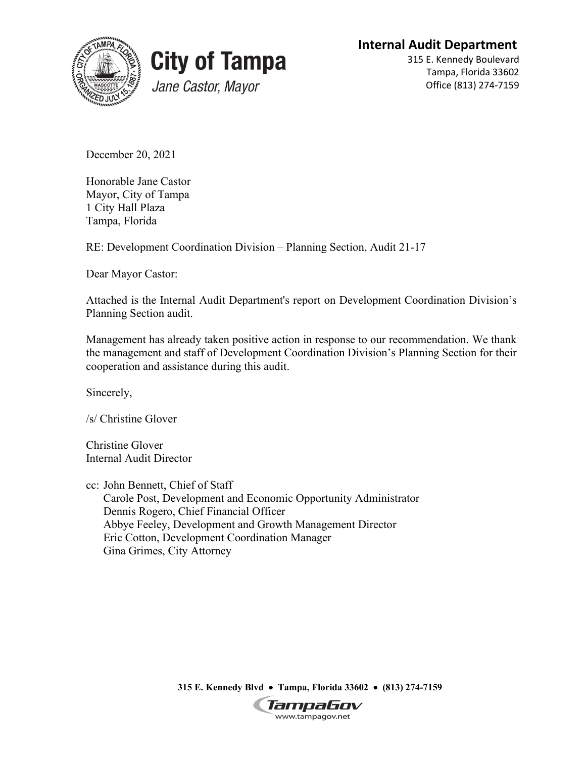**City of Tampa**

*Jane Castor, Mayor*

**Internal Audit Department**

315 E. Kennedy Boulevard
Tampa, Florida 33602
Office (813) 274-7159

December 20, 2021

Honorable Jane Castor
Mayor, City of Tampa
1 City Hall Plaza
Tampa, Florida

RE: Development Coordination Division – Planning Section, Audit 21-17

Dear Mayor Castor:

Attached is the Internal Audit Department's report on Development Coordination Division's Planning Section audit.

Management has already taken positive action in response to our recommendation. We thank the management and staff of Development Coordination Division's Planning Section for their cooperation and assistance during this audit.

Sincerely,

/s/ Christine Glover

Christine Glover
Internal Audit Director

cc: John Bennett, Chief of Staff
Carole Post, Development and Economic Opportunity Administrator
Dennis Rogero, Chief Financial Officer
Abbye Feeley, Development and Growth Management Director
Eric Cotton, Development Coordination Manager
Gina Grimes, City Attorney

**315 E. Kennedy Blvd • Tampa, Florida 33602 • (813) 274-7159**

www.tampagov.net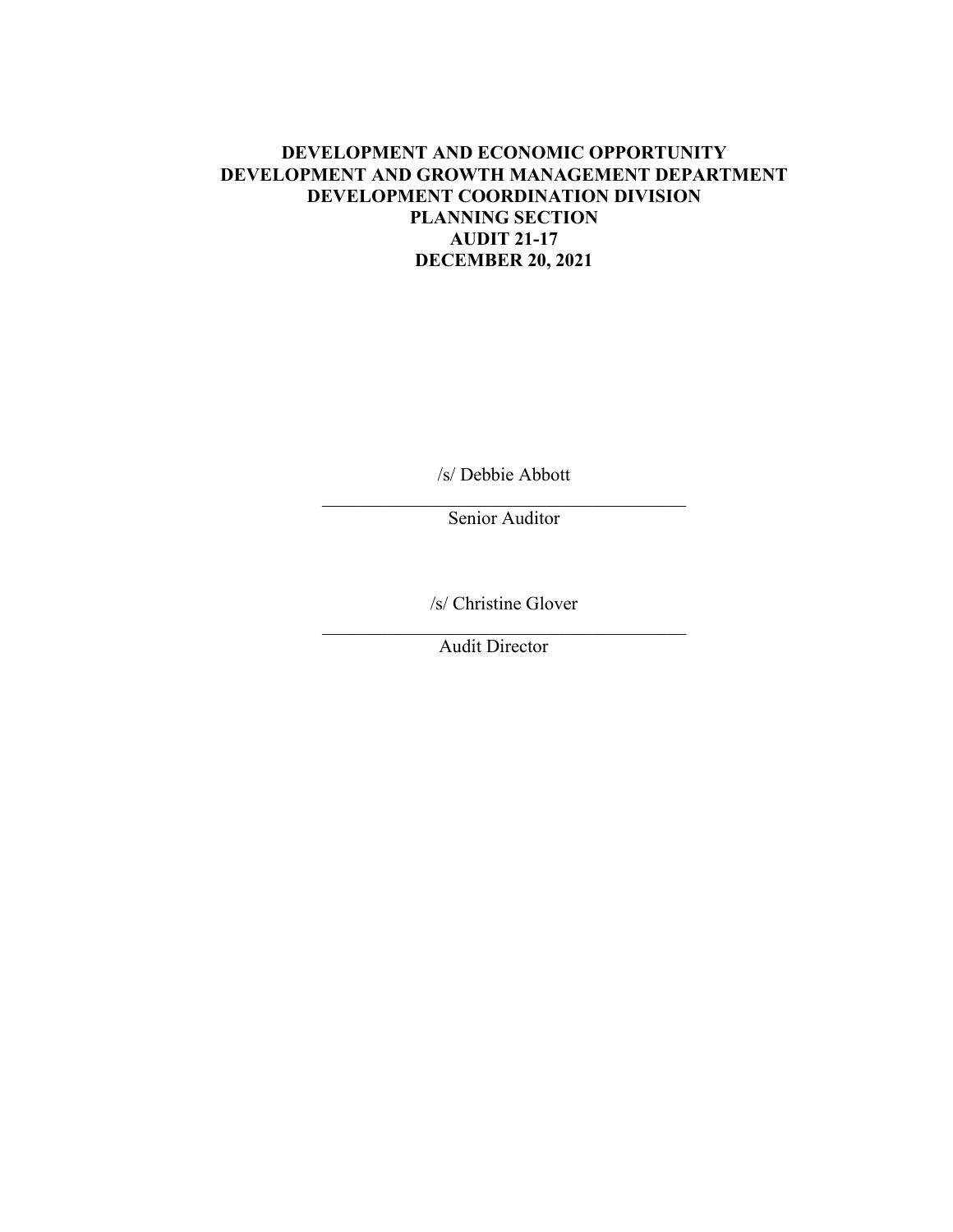**DEVELOPMENT AND ECONOMIC OPPORTUNITY**
**DEVELOPMENT AND GROWTH MANAGEMENT DEPARTMENT**
**DEVELOPMENT COORDINATION DIVISION**
**PLANNING SECTION**
**AUDIT 21-17**
**DECEMBER 20, 2021**

/s/ Debbie Abbott

\_\_\_\_\_\_\_\_\_\_\_\_\_\_\_\_\_\_\_\_\_\_\_\_\_\_\_\_\_\_\_\_\_\_\_\_\_\_\_\_

Senior Auditor

/s/ Christine Glover

\_\_\_\_\_\_\_\_\_\_\_\_\_\_\_\_\_\_\_\_\_\_\_\_\_\_\_\_\_\_\_\_\_\_\_\_\_\_\_\_

Audit Director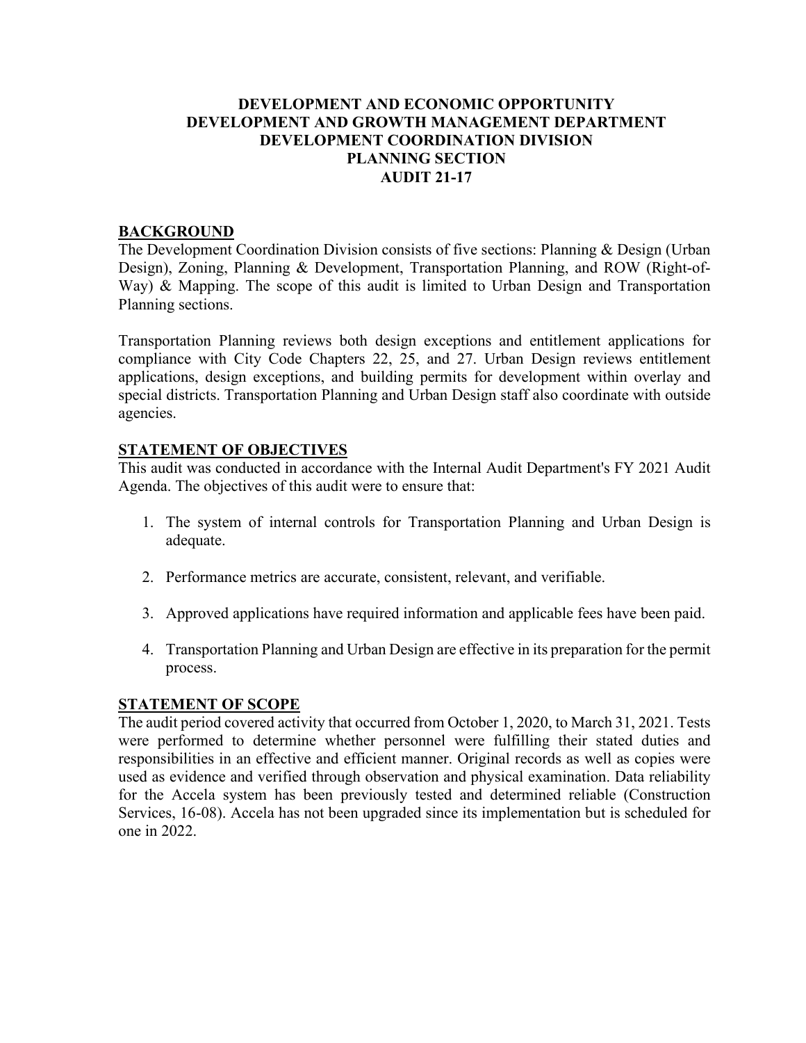# DEVELOPMENT AND ECONOMIC OPPORTUNITY
# DEVELOPMENT AND GROWTH MANAGEMENT DEPARTMENT
# DEVELOPMENT COORDINATION DIVISION
# PLANNING SECTION
# AUDIT 21-17

## BACKGROUND

The Development Coordination Division consists of five sections: Planning & Design (Urban Design), Zoning, Planning & Development, Transportation Planning, and ROW (Right-of-Way) & Mapping. The scope of this audit is limited to Urban Design and Transportation Planning sections.

Transportation Planning reviews both design exceptions and entitlement applications for compliance with City Code Chapters 22, 25, and 27. Urban Design reviews entitlement applications, design exceptions, and building permits for development within overlay and special districts. Transportation Planning and Urban Design staff also coordinate with outside agencies.

## STATEMENT OF OBJECTIVES

This audit was conducted in accordance with the Internal Audit Department's FY 2021 Audit Agenda. The objectives of this audit were to ensure that:

1. The system of internal controls for Transportation Planning and Urban Design is adequate.
2. Performance metrics are accurate, consistent, relevant, and verifiable.
3. Approved applications have required information and applicable fees have been paid.
4. Transportation Planning and Urban Design are effective in its preparation for the permit process.

## STATEMENT OF SCOPE

The audit period covered activity that occurred from October 1, 2020, to March 31, 2021. Tests were performed to determine whether personnel were fulfilling their stated duties and responsibilities in an effective and efficient manner. Original records as well as copies were used as evidence and verified through observation and physical examination. Data reliability for the Accela system has been previously tested and determined reliable (Construction Services, 16-08). Accela has not been upgraded since its implementation but is scheduled for one in 2022.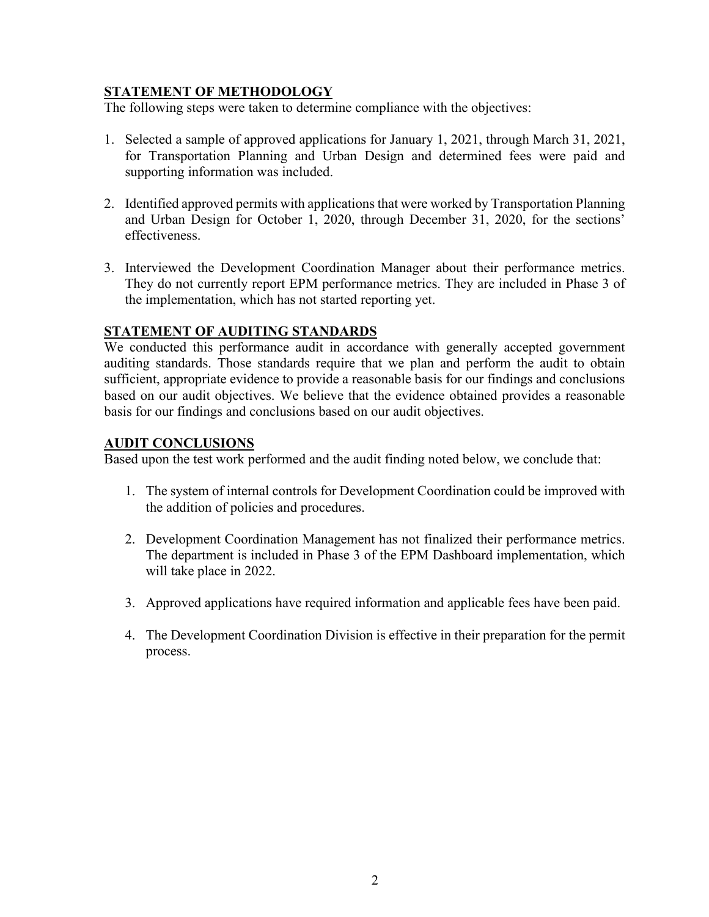## STATEMENT OF METHODOLOGY

The following steps were taken to determine compliance with the objectives:

1. Selected a sample of approved applications for January 1, 2021, through March 31, 2021, for Transportation Planning and Urban Design and determined fees were paid and supporting information was included.

2. Identified approved permits with applications that were worked by Transportation Planning and Urban Design for October 1, 2020, through December 31, 2020, for the sections' effectiveness.

3. Interviewed the Development Coordination Manager about their performance metrics. They do not currently report EPM performance metrics. They are included in Phase 3 of the implementation, which has not started reporting yet.

## STATEMENT OF AUDITING STANDARDS

We conducted this performance audit in accordance with generally accepted government auditing standards. Those standards require that we plan and perform the audit to obtain sufficient, appropriate evidence to provide a reasonable basis for our findings and conclusions based on our audit objectives. We believe that the evidence obtained provides a reasonable basis for our findings and conclusions based on our audit objectives.

## AUDIT CONCLUSIONS

Based upon the test work performed and the audit finding noted below, we conclude that:

1. The system of internal controls for Development Coordination could be improved with the addition of policies and procedures.

2. Development Coordination Management has not finalized their performance metrics. The department is included in Phase 3 of the EPM Dashboard implementation, which will take place in 2022.

3. Approved applications have required information and applicable fees have been paid.

4. The Development Coordination Division is effective in their preparation for the permit process.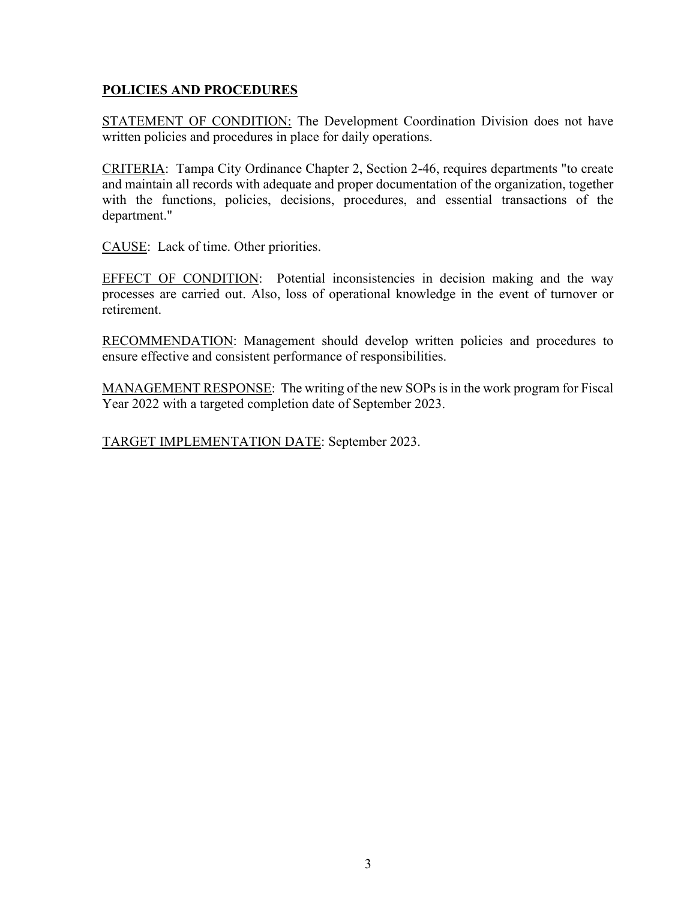## POLICIES AND PROCEDURES

STATEMENT OF CONDITION: The Development Coordination Division does not have written policies and procedures in place for daily operations.

CRITERIA: Tampa City Ordinance Chapter 2, Section 2-46, requires departments "to create and maintain all records with adequate and proper documentation of the organization, together with the functions, policies, decisions, procedures, and essential transactions of the department."

CAUSE: Lack of time. Other priorities.

EFFECT OF CONDITION: Potential inconsistencies in decision making and the way processes are carried out. Also, loss of operational knowledge in the event of turnover or retirement.

RECOMMENDATION: Management should develop written policies and procedures to ensure effective and consistent performance of responsibilities.

MANAGEMENT RESPONSE: The writing of the new SOPs is in the work program for Fiscal Year 2022 with a targeted completion date of September 2023.

TARGET IMPLEMENTATION DATE: September 2023.